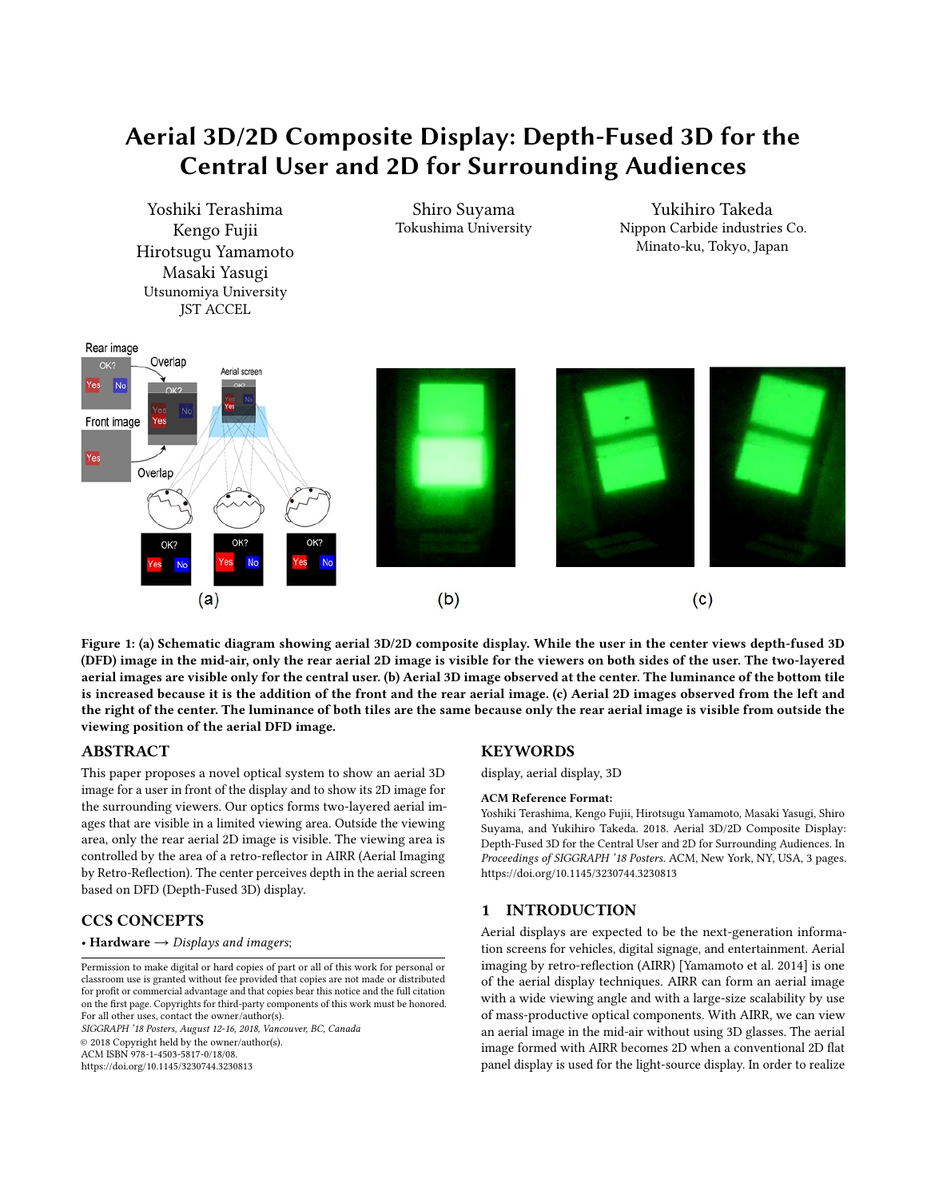# Aerial 3D/2D Composite Display: Depth-Fused 3D for the Central User and 2D for Surrounding Audiences

Yoshiki Terashima
Kengo Fujii
Hirotsugu Yamamoto
Masaki Yasugi
Utsunomiya University
JST ACCEL

Shiro Suyama
Tokushima University

Yukihiro Takeda
Nippon Carbide industries Co.
Minato-ku, Tokyo, Japan

**Figure 1: (a) Schematic diagram showing aerial 3D/2D composite display. While the user in the center views depth-fused 3D (DFD) image in the mid-air, only the rear aerial 2D image is visible for the viewers on both sides of the user. The two-layered aerial images are visible only for the central user. (b) Aerial 3D image observed at the center. The luminance of the bottom tile is increased because it is the addition of the front and the rear aerial image. (c) Aerial 2D images observed from the left and the right of the center. The luminance of both tiles are the same because only the rear aerial image is visible from outside the viewing position of the aerial DFD image.**

## ABSTRACT

This paper proposes a novel optical system to show an aerial 3D image for a user in front of the display and to show its 2D image for the surrounding viewers. Our optics forms two-layered aerial images that are visible in a limited viewing area. Outside the viewing area, only the rear aerial 2D image is visible. The viewing area is controlled by the area of a retro-reflector in AIRR (Aerial Imaging by Retro-Reflection). The center perceives depth in the aerial screen based on DFD (Depth-Fused 3D) display.

## CCS CONCEPTS

• **Hardware** → *Displays and imagers*;

Permission to make digital or hard copies of part or all of this work for personal or classroom use is granted without fee provided that copies are not made or distributed for profit or commercial advantage and that copies bear this notice and the full citation on the first page. Copyrights for third-party components of this work must be honored. For all other uses, contact the owner/author(s).
*SIGGRAPH '18 Posters, August 12-16, 2018, Vancouver, BC, Canada*
© 2018 Copyright held by the owner/author(s).
ACM ISBN 978-1-4503-5817-0/18/08.
https://doi.org/10.1145/3230744.3230813

## KEYWORDS

display, aerial display, 3D

**ACM Reference Format:**
Yoshiki Terashima, Kengo Fujii, Hirotsugu Yamamoto, Masaki Yasugi, Shiro Suyama, and Yukihiro Takeda. 2018. Aerial 3D/2D Composite Display: Depth-Fused 3D for the Central User and 2D for Surrounding Audiences. In *Proceedings of SIGGRAPH '18 Posters.* ACM, New York, NY, USA, 3 pages. https://doi.org/10.1145/3230744.3230813

## 1 INTRODUCTION

Aerial displays are expected to be the next-generation information screens for vehicles, digital signage, and entertainment. Aerial imaging by retro-reflection (AIRR) [Yamamoto et al. 2014] is one of the aerial display techniques. AIRR can form an aerial image with a wide viewing angle and with a large-size scalability by use of mass-productive optical components. With AIRR, we can view an aerial image in the mid-air without using 3D glasses. The aerial image formed with AIRR becomes 2D when a conventional 2D flat panel display is used for the light-source display. In order to realize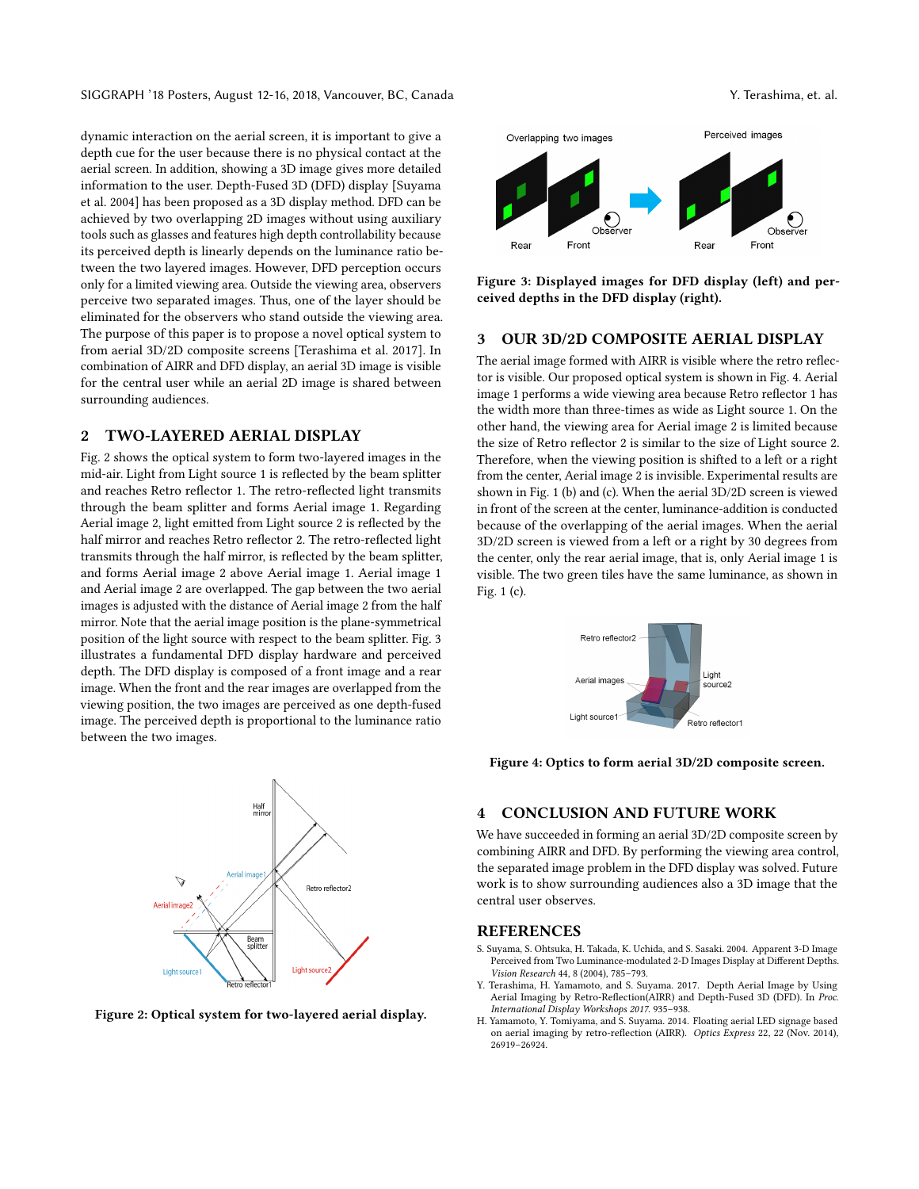dynamic interaction on the aerial screen, it is important to give a depth cue for the user because there is no physical contact at the aerial screen. In addition, showing a 3D image gives more detailed information to the user. Depth-Fused 3D (DFD) display [Suyama et al. 2004] has been proposed as a 3D display method. DFD can be achieved by two overlapping 2D images without using auxiliary tools such as glasses and features high depth controllability because its perceived depth is linearly depends on the luminance ratio between the two layered images. However, DFD perception occurs only for a limited viewing area. Outside the viewing area, observers perceive two separated images. Thus, one of the layer should be eliminated for the observers who stand outside the viewing area. The purpose of this paper is to propose a novel optical system to from aerial 3D/2D composite screens [Terashima et al. 2017]. In combination of AIRR and DFD display, an aerial 3D image is visible for the central user while an aerial 2D image is shared between surrounding audiences.

## 2 TWO-LAYERED AERIAL DISPLAY

Fig. 2 shows the optical system to form two-layered images in the mid-air. Light from Light source 1 is reflected by the beam splitter and reaches Retro reflector 1. The retro-reflected light transmits through the beam splitter and forms Aerial image 1. Regarding Aerial image 2, light emitted from Light source 2 is reflected by the half mirror and reaches Retro reflector 2. The retro-reflected light transmits through the half mirror, is reflected by the beam splitter, and forms Aerial image 2 above Aerial image 1. Aerial image 1 and Aerial image 2 are overlapped. The gap between the two aerial images is adjusted with the distance of Aerial image 2 from the half mirror. Note that the aerial image position is the plane-symmetrical position of the light source with respect to the beam splitter. Fig. 3 illustrates a fundamental DFD display hardware and perceived depth. The DFD display is composed of a front image and a rear image. When the front and the rear images are overlapped from the viewing position, the two images are perceived as one depth-fused image. The perceived depth is proportional to the luminance ratio between the two images.

Half mirror
Aerial image1
Aerial image2
Retro reflector2
Beam splitter
Light source1
Retro reflector1
Light source2

**Figure 2: Optical system for two-layered aerial display.**

Overlapping two images
Perceived images
Observer
Rear
Front
Observer
Rear
Front

**Figure 3: Displayed images for DFD display (left) and perceived depths in the DFD display (right).**

## 3 OUR 3D/2D COMPOSITE AERIAL DISPLAY

The aerial image formed with AIRR is visible where the retro reflector is visible. Our proposed optical system is shown in Fig. 4. Aerial image 1 performs a wide viewing area because Retro reflector 1 has the width more than three-times as wide as Light source 1. On the other hand, the viewing area for Aerial image 2 is limited because the size of Retro reflector 2 is similar to the size of Light source 2. Therefore, when the viewing position is shifted to a left or a right from the center, Aerial image 2 is invisible. Experimental results are shown in Fig. 1 (b) and (c). When the aerial 3D/2D screen is viewed in front of the screen at the center, luminance-addition is conducted because of the overlapping of the aerial images. When the aerial 3D/2D screen is viewed from a left or a right by 30 degrees from the center, only the rear aerial image, that is, only Aerial image 1 is visible. The two green tiles have the same luminance, as shown in Fig. 1 (c).

Retro reflector2
Aerial images
Light source2
Light source1
Retro reflector1

**Figure 4: Optics to form aerial 3D/2D composite screen.**

## 4 CONCLUSION AND FUTURE WORK

We have succeeded in forming an aerial 3D/2D composite screen by combining AIRR and DFD. By performing the viewing area control, the separated image problem in the DFD display was solved. Future work is to show surrounding audiences also a 3D image that the central user observes.

## REFERENCES

S. Suyama, S. Ohtsuka, H. Takada, K. Uchida, and S. Sasaki. 2004. Apparent 3-D Image Perceived from Two Luminance-modulated 2-D Images Display at Different Depths. *Vision Research* 44, 8 (2004), 785–793.

Y. Terashima, H. Yamamoto, and S. Suyama. 2017. Depth Aerial Image by Using Aerial Imaging by Retro-Reflection(AIRR) and Depth-Fused 3D (DFD). In *Proc. International Display Workshops 2017*. 935–938.

H. Yamamoto, Y. Tomiyama, and S. Suyama. 2014. Floating aerial LED signage based on aerial imaging by retro-reflection (AIRR). *Optics Express* 22, 22 (Nov. 2014), 26919–26924.